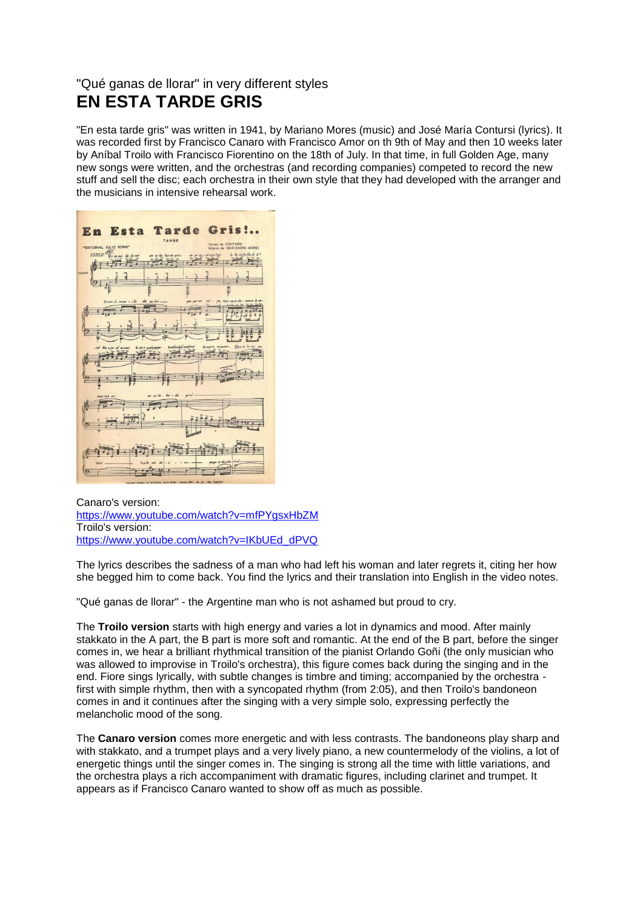"Qué ganas de llorar" in very different styles

# EN ESTA TARDE GRIS

"En esta tarde gris" was written in 1941, by Mariano Mores (music) and José María Contursi (lyrics). It was recorded first by Francisco Canaro with Francisco Amor on th 9th of May and then 10 weeks later by Aníbal Troilo with Francisco Fiorentino on the 18th of July. In that time, in full Golden Age, many new songs were written, and the orchestras (and recording companies) competed to record the new stuff and sell the disc; each orchestra in their own style that they had developed with the arranger and the musicians in intensive rehearsal work.

Canaro's version:
https://www.youtube.com/watch?v=mfPYgsxHbZM
Troilo's version:
https://www.youtube.com/watch?v=IKbUEd_dPVQ

The lyrics describes the sadness of a man who had left his woman and later regrets it, citing her how she begged him to come back. You find the lyrics and their translation into English in the video notes.

"Qué ganas de llorar" - the Argentine man who is not ashamed but proud to cry.

The **Troilo version** starts with high energy and varies a lot in dynamics and mood. After mainly stakkato in the A part, the B part is more soft and romantic. At the end of the B part, before the singer comes in, we hear a brilliant rhythmical transition of the pianist Orlando Goñi (the only musician who was allowed to improvise in Troilo's orchestra), this figure comes back during the singing and in the end. Fiore sings lyrically, with subtle changes is timbre and timing; accompanied by the orchestra - first with simple rhythm, then with a syncopated rhythm (from 2:05), and then Troilo's bandoneon comes in and it continues after the singing with a very simple solo, expressing perfectly the melancholic mood of the song.

The **Canaro version** comes more energetic and with less contrasts. The bandoneons play sharp and with stakkato, and a trumpet plays and a very lively piano, a new countermelody of the violins, a lot of energetic things until the singer comes in. The singing is strong all the time with little variations, and the orchestra plays a rich accompaniment with dramatic figures, including clarinet and trumpet. It appears as if Francisco Canaro wanted to show off as much as possible.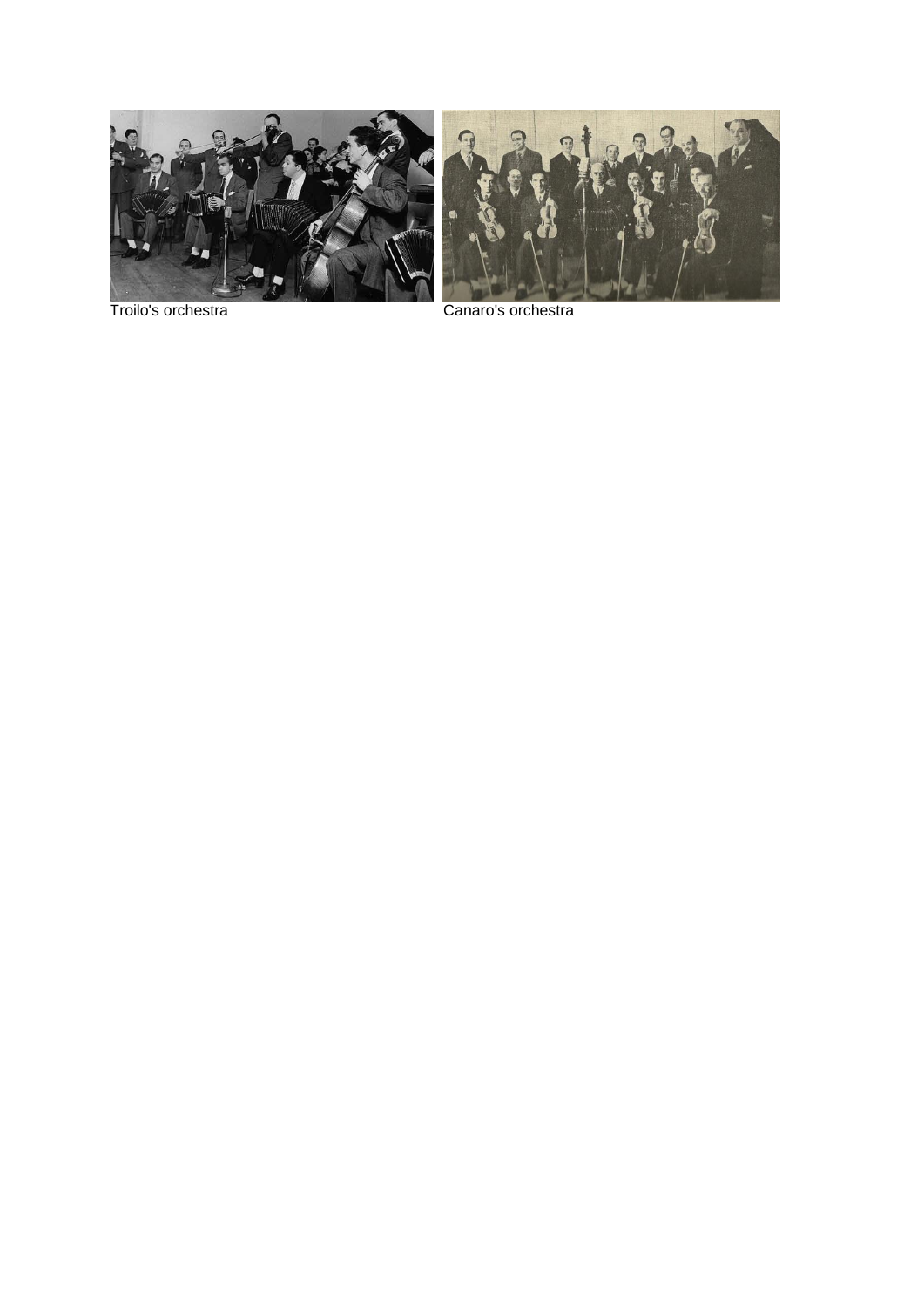Troilo's orchestra

Canaro's orchestra